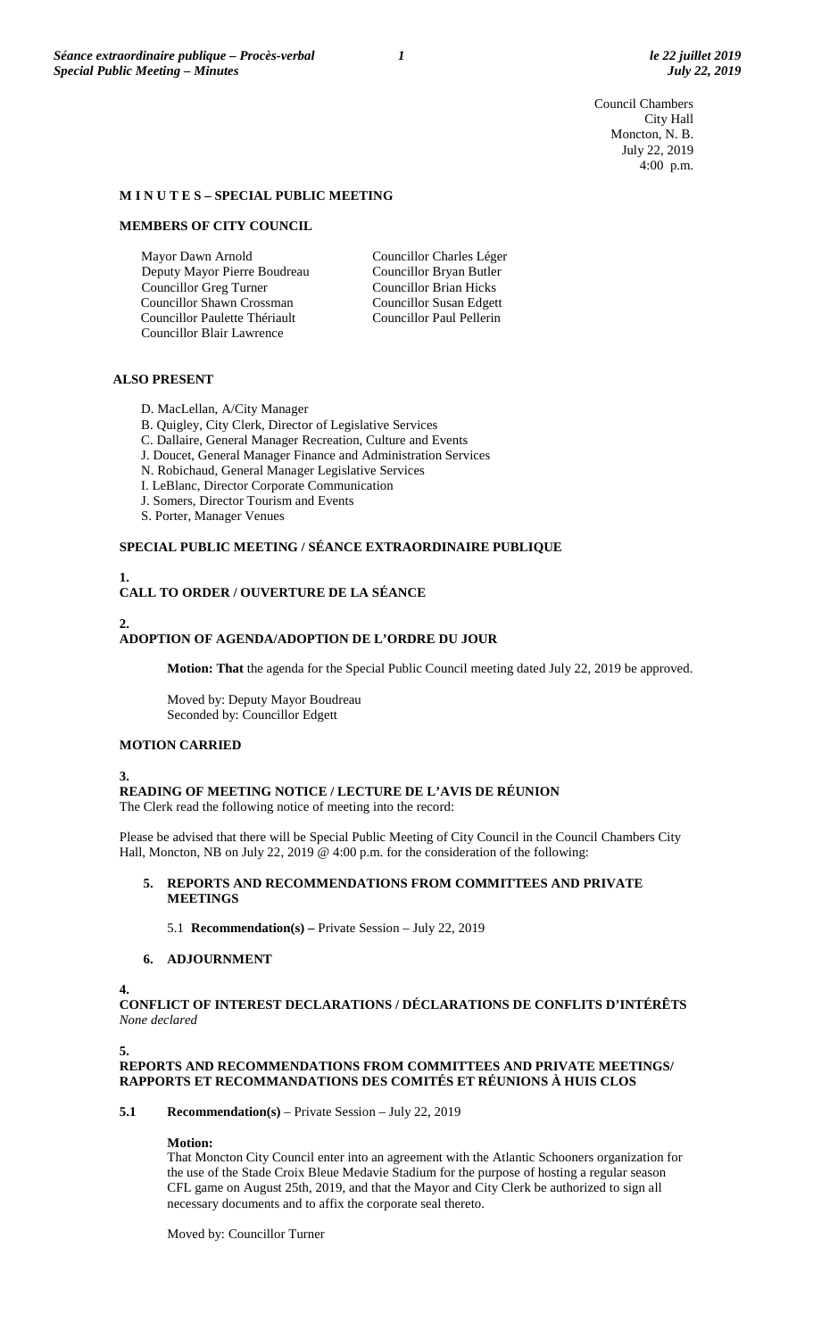Council Chambers
City Hall
Moncton, N. B.
July 22, 2019
4:00 p.m.

## M I N U T E S – SPECIAL PUBLIC MEETING

### MEMBERS OF CITY COUNCIL

Mayor Dawn Arnold
Deputy Mayor Pierre Boudreau
Councillor Greg Turner
Councillor Shawn Crossman
Councillor Paulette Thériault
Councillor Blair Lawrence
Councillor Charles Léger
Councillor Bryan Butler
Councillor Brian Hicks
Councillor Susan Edgett
Councillor Paul Pellerin

### ALSO PRESENT

D. MacLellan, A/City Manager
B. Quigley, City Clerk, Director of Legislative Services
C. Dallaire, General Manager Recreation, Culture and Events
J. Doucet, General Manager Finance and Administration Services
N. Robichaud, General Manager Legislative Services
I. LeBlanc, Director Corporate Communication
J. Somers, Director Tourism and Events
S. Porter, Manager Venues

### SPECIAL PUBLIC MEETING / SÉANCE EXTRAORDINAIRE PUBLIQUE

**1.**
**CALL TO ORDER / OUVERTURE DE LA SÉANCE**

**2.**
**ADOPTION OF AGENDA/ADOPTION DE L'ORDRE DU JOUR**

**Motion: That** the agenda for the Special Public Council meeting dated July 22, 2019 be approved.

Moved by: Deputy Mayor Boudreau
Seconded by: Councillor Edgett

**MOTION CARRIED**

**3.**
**READING OF MEETING NOTICE / LECTURE DE L'AVIS DE RÉUNION**
The Clerk read the following notice of meeting into the record:

Please be advised that there will be Special Public Meeting of City Council in the Council Chambers City Hall, Moncton, NB on July 22, 2019 @ 4:00 p.m. for the consideration of the following:

**5. REPORTS AND RECOMMENDATIONS FROM COMMITTEES AND PRIVATE MEETINGS**

5.1 **Recommendation(s) –** Private Session – July 22, 2019

**6. ADJOURNMENT**

**4.**
**CONFLICT OF INTEREST DECLARATIONS / DÉCLARATIONS DE CONFLITS D'INTÉRÊTS**
*None declared*

**5.**
**REPORTS AND RECOMMENDATIONS FROM COMMITTEES AND PRIVATE MEETINGS/ RAPPORTS ET RECOMMANDATIONS DES COMITÉS ET RÉUNIONS À HUIS CLOS**

**5.1 Recommendation(s)** – Private Session – July 22, 2019

**Motion:**
That Moncton City Council enter into an agreement with the Atlantic Schooners organization for the use of the Stade Croix Bleue Medavie Stadium for the purpose of hosting a regular season CFL game on August 25th, 2019, and that the Mayor and City Clerk be authorized to sign all necessary documents and to affix the corporate seal thereto.

Moved by: Councillor Turner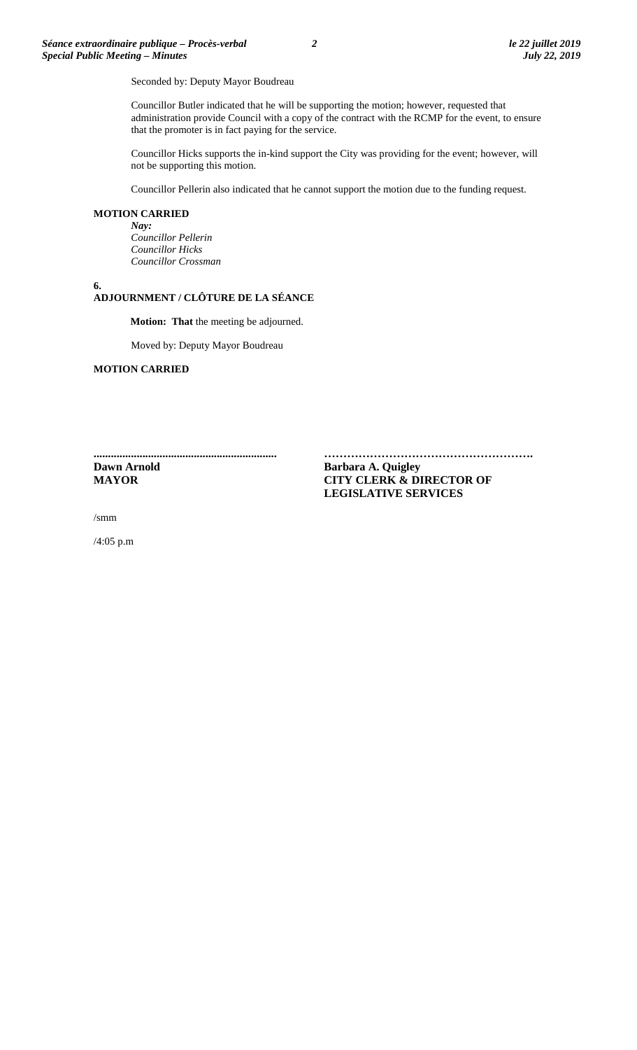Seconded by: Deputy Mayor Boudreau

Councillor Butler indicated that he will be supporting the motion; however, requested that administration provide Council with a copy of the contract with the RCMP for the event, to ensure that the promoter is in fact paying for the service.

Councillor Hicks supports the in-kind support the City was providing for the event; however, will not be supporting this motion.

Councillor Pellerin also indicated that he cannot support the motion due to the funding request.

**MOTION CARRIED**

***Nay:***
*Councillor Pellerin*
*Councillor Hicks*
*Councillor Crossman*

**6.**
**ADJOURNMENT / CLÔTURE DE LA SÉANCE**

**Motion: That** the meeting be adjourned.

Moved by: Deputy Mayor Boudreau

**MOTION CARRIED**

**..............................................................**
**Dawn Arnold**
**MAYOR**

**……………………………………………….**
**Barbara A. Quigley**
**CITY CLERK & DIRECTOR OF LEGISLATIVE SERVICES**

/smm

/4:05 p.m